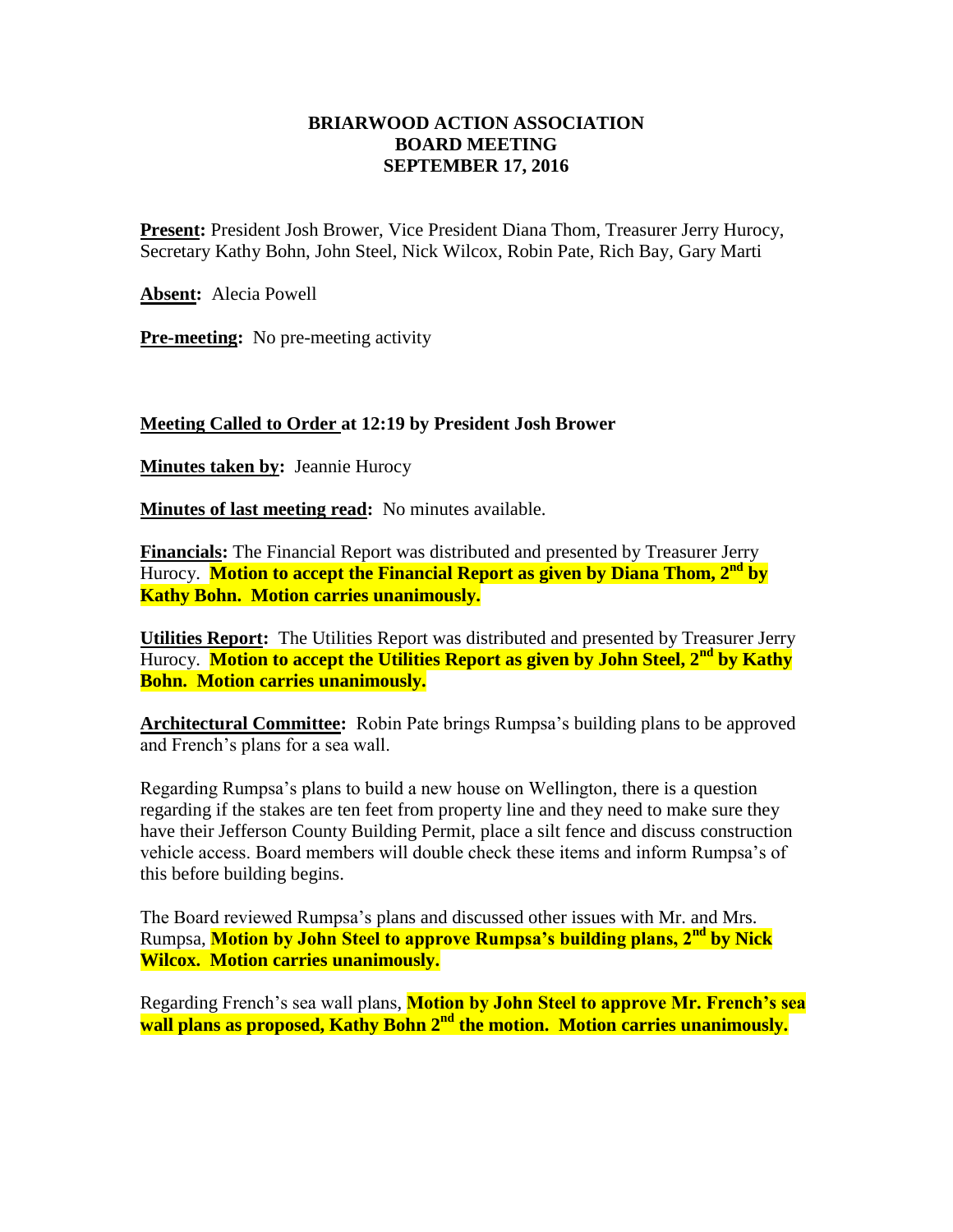**BRIARWOOD ACTION ASSOCIATION**
**BOARD MEETING**
**SEPTEMBER 17, 2016**

**Present:** President Josh Brower, Vice President Diana Thom, Treasurer Jerry Hurocy, Secretary Kathy Bohn, John Steel, Nick Wilcox, Robin Pate, Rich Bay, Gary Marti

**Absent:** Alecia Powell

**Pre-meeting:** No pre-meeting activity

**Meeting Called to Order at 12:19 by President Josh Brower**

**Minutes taken by:** Jeannie Hurocy

**Minutes of last meeting read:** No minutes available.

**Financials:** The Financial Report was distributed and presented by Treasurer Jerry Hurocy. **Motion to accept the Financial Report as given by Diana Thom, 2nd by Kathy Bohn. Motion carries unanimously.**

**Utilities Report:** The Utilities Report was distributed and presented by Treasurer Jerry Hurocy. **Motion to accept the Utilities Report as given by John Steel, 2nd by Kathy Bohn. Motion carries unanimously.**

**Architectural Committee:** Robin Pate brings Rumpsa's building plans to be approved and French's plans for a sea wall.

Regarding Rumpsa's plans to build a new house on Wellington, there is a question regarding if the stakes are ten feet from property line and they need to make sure they have their Jefferson County Building Permit, place a silt fence and discuss construction vehicle access. Board members will double check these items and inform Rumpsa's of this before building begins.

The Board reviewed Rumpsa's plans and discussed other issues with Mr. and Mrs. Rumpsa, **Motion by John Steel to approve Rumpsa's building plans, 2nd by Nick Wilcox. Motion carries unanimously.**

Regarding French's sea wall plans, **Motion by John Steel to approve Mr. French's sea wall plans as proposed, Kathy Bohn 2nd the motion. Motion carries unanimously.**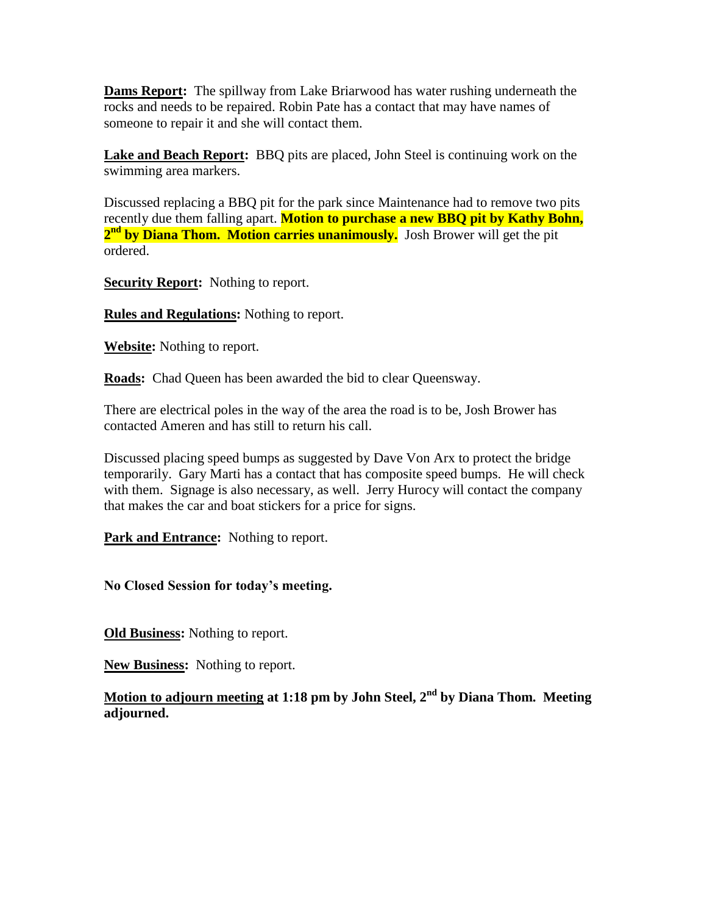**Dams Report:** The spillway from Lake Briarwood has water rushing underneath the rocks and needs to be repaired. Robin Pate has a contact that may have names of someone to repair it and she will contact them.

**Lake and Beach Report:** BBQ pits are placed, John Steel is continuing work on the swimming area markers.

Discussed replacing a BBQ pit for the park since Maintenance had to remove two pits recently due them falling apart. **Motion to purchase a new BBQ pit by Kathy Bohn, 2nd by Diana Thom. Motion carries unanimously.** Josh Brower will get the pit ordered.

**Security Report:** Nothing to report.

**Rules and Regulations:** Nothing to report.

**Website:** Nothing to report.

**Roads:** Chad Queen has been awarded the bid to clear Queensway.

There are electrical poles in the way of the area the road is to be, Josh Brower has contacted Ameren and has still to return his call.

Discussed placing speed bumps as suggested by Dave Von Arx to protect the bridge temporarily. Gary Marti has a contact that has composite speed bumps. He will check with them. Signage is also necessary, as well. Jerry Hurocy will contact the company that makes the car and boat stickers for a price for signs.

**Park and Entrance:** Nothing to report.

**No Closed Session for today's meeting.**

**Old Business:** Nothing to report.

**New Business:** Nothing to report.

**Motion to adjourn meeting at 1:18 pm by John Steel, 2nd by Diana Thom. Meeting adjourned.**